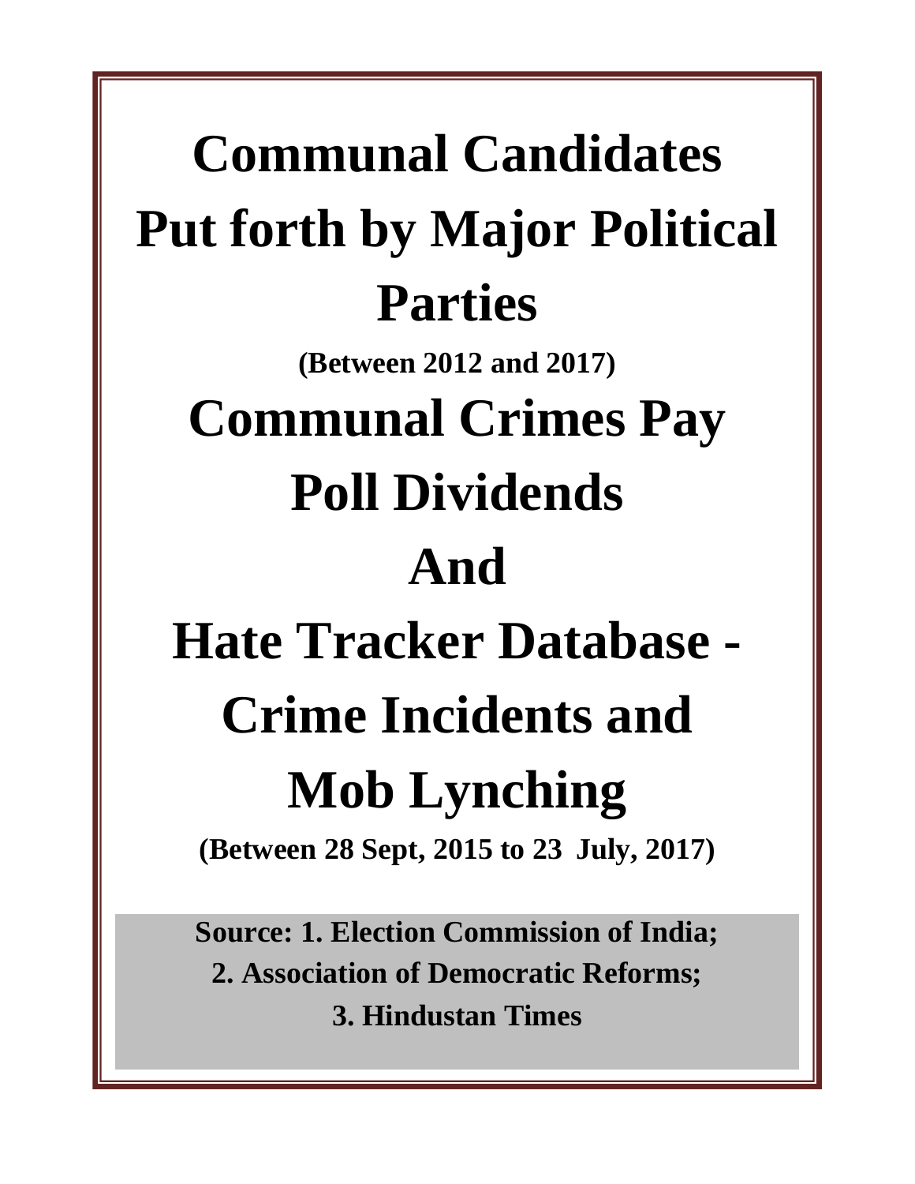# Communal Candidates Put forth by Major Political Parties

**(Between 2012 and 2017)**

# Communal Crimes Pay Poll Dividends

# And

# Hate Tracker Database - Crime Incidents and Mob Lynching

**(Between 28 Sept, 2015 to 23 July, 2017)**

**Source: 1. Election Commission of India;**

**2. Association of Democratic Reforms;**

**3. Hindustan Times**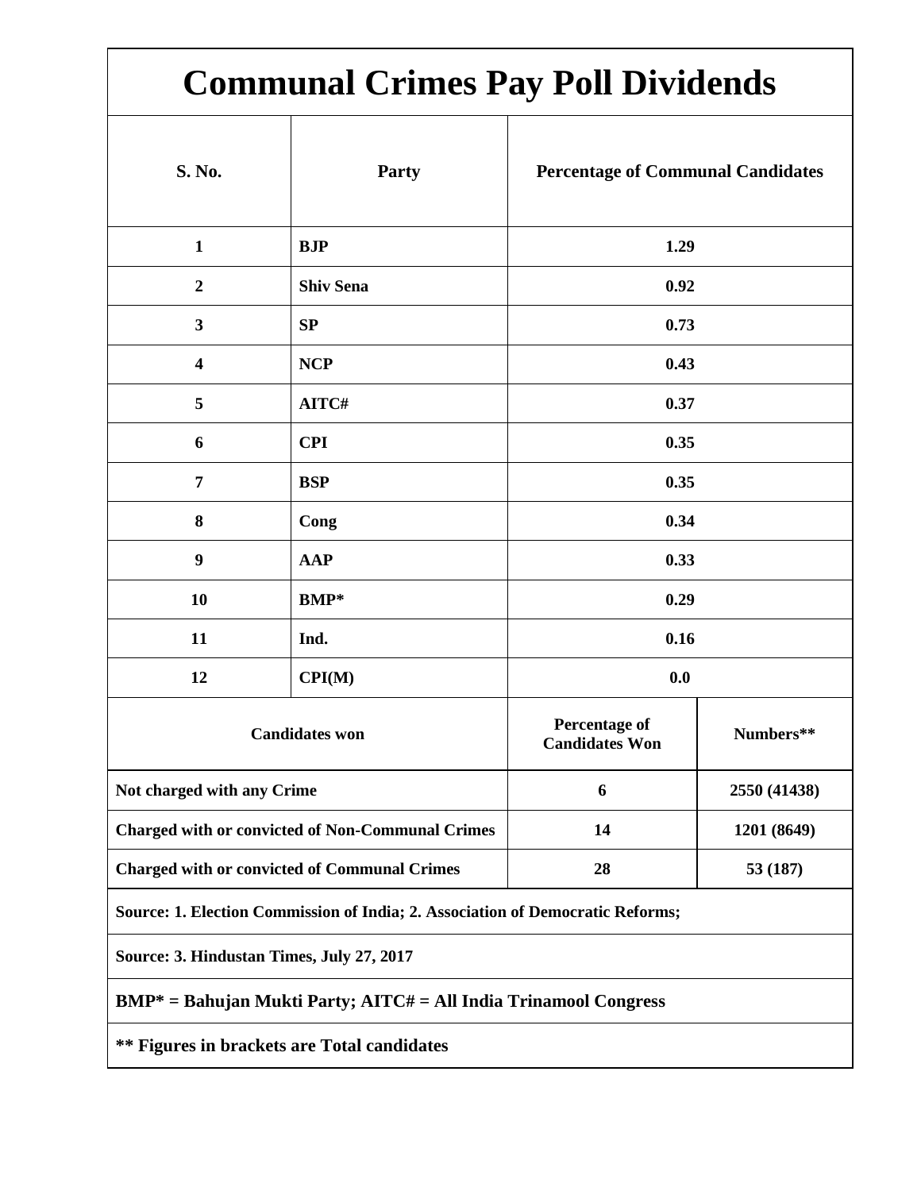# Communal Crimes Pay Poll Dividends

| S. No. | Party | Percentage of Communal Candidates |
|---|---|---|
| 1 | BJP | 1.29 |
| 2 | Shiv Sena | 0.92 |
| 3 | SP | 0.73 |
| 4 | NCP | 0.43 |
| 5 | AITC# | 0.37 |
| 6 | CPI | 0.35 |
| 7 | BSP | 0.35 |
| 8 | Cong | 0.34 |
| 9 | AAP | 0.33 |
| 10 | BMP* | 0.29 |
| 11 | Ind. | 0.16 |
| 12 | CPI(M) | 0.0 |

| Candidates won | Percentage of Candidates Won | Numbers** |
|---|---|---|
| Not charged with any Crime | 6 | 2550 (41438) |
| Charged with or convicted of Non-Communal Crimes | 14 | 1201 (8649) |
| Charged with or convicted of Communal Crimes | 28 | 53 (187) |

**Source: 1. Election Commission of India; 2. Association of Democratic Reforms;**

**Source: 3. Hindustan Times, July 27, 2017**

**BMP* = Bahujan Mukti Party; AITC# = All India Trinamool Congress**

**** Figures in brackets are Total candidates**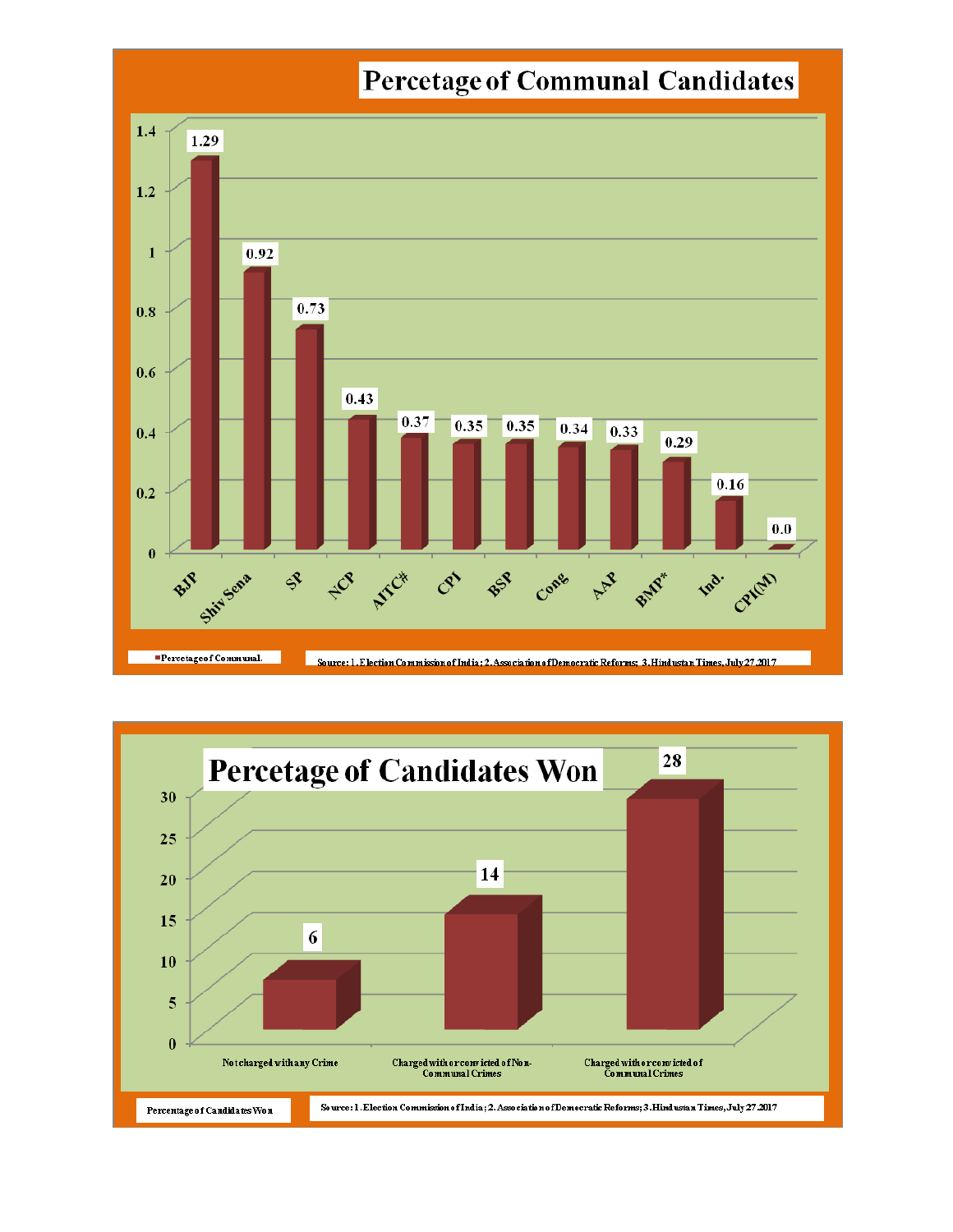## Percetage of Communal Candidates

| Party | Percetage of Communal |
|---|---|
| BJP | 1.29 |
| Shiv Sena | 0.92 |
| SP | 0.73 |
| NCP | 0.43 |
| AITC# | 0.37 |
| CPI | 0.35 |
| BSP | 0.35 |
| Cong | 0.34 |
| AAP | 0.33 |
| BMP* | 0.29 |
| Ind. | 0.16 |
| CPI(M) | 0.0 |

Source: 1. Election Commission of India; 2. Association of Democratic Reforms; 3. Hindustan Times, July 27.2017

## Percetage of Candidates Won

| Category | Percentage of Candidates Won |
|---|---|
| Not charged with any Crime | 6 |
| Charged with or convicted of Non-Communal Crimes | 14 |
| Charged with or convicted of Communal Crimes | 28 |

Source: 1. Election Commission of India; 2. Association of Democratic Reforms; 3. Hindustan Times, July 27.2017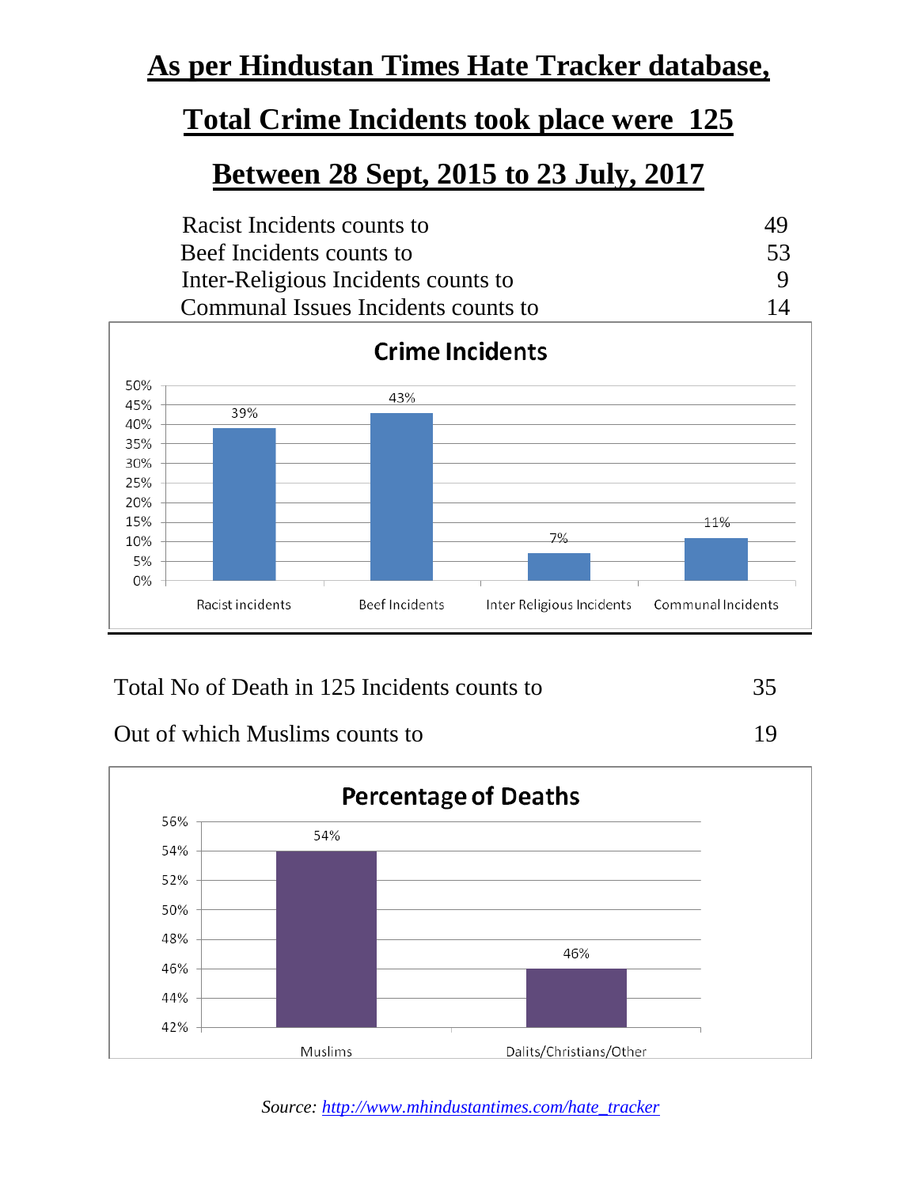# As per Hindustan Times Hate Tracker database,

# Total Crime Incidents took place were 125

# Between 28 Sept, 2015 to 23 July, 2017

| | |
|---|---|
| Racist Incidents counts to | 49 |
| Beef Incidents counts to | 53 |
| Inter-Religious Incidents counts to | 9 |
| Communal Issues Incidents counts to | 14 |

**Crime Incidents**

| Category | Percentage |
|---|---|
| Racist incidents | 39% |
| Beef Incidents | 43% |
| Inter Religious Incidents | 7% |
| Communal Incidents | 11% |

| | |
|---|---|
| Total No of Death in 125 Incidents counts to | 35 |
| Out of which Muslims counts to | 19 |

**Percentage of Deaths**

| Category | Percentage |
|---|---|
| Muslims | 54% |
| Dalits/Christians/Other | 46% |

*Source: http://www.mhindustantimes.com/hate_tracker*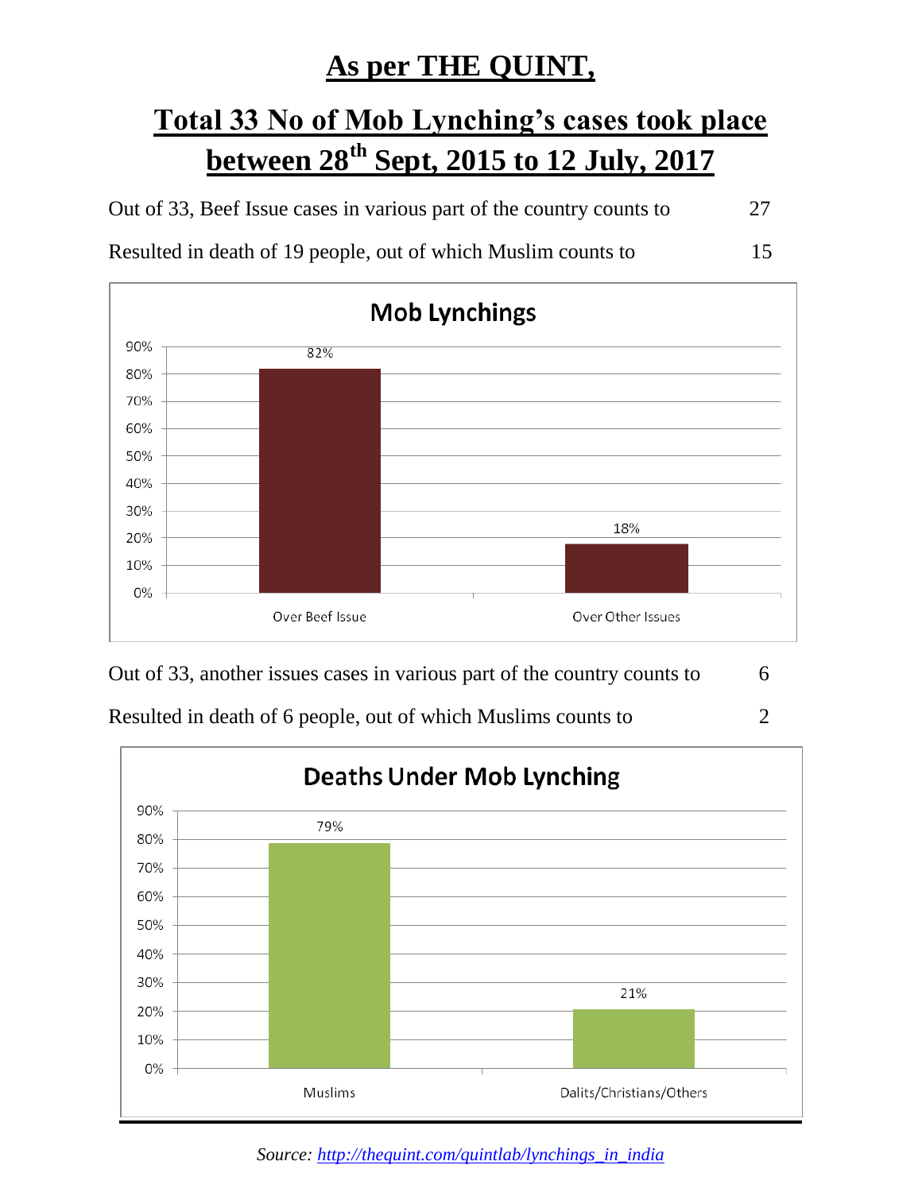# As per THE QUINT,

## Total 33 No of Mob Lynching's cases took place between 28th Sept, 2015 to 12 July, 2017

Out of 33, Beef Issue cases in various part of the country counts to 27

Resulted in death of 19 people, out of which Muslim counts to 15

Mob Lynchings

90%
80%
70%
60%
50%
40%
30%
20%
10%
0%

82%

18%

Over Beef Issue

Over Other Issues

Out of 33, another issues cases in various part of the country counts to 6

Resulted in death of 6 people, out of which Muslims counts to 2

Deaths Under Mob Lynching

90%
80%
70%
60%
50%
40%
30%
20%
10%
0%

79%

21%

Muslims

Dalits/Christians/Others

*Source: [http://thequint.com/quintlab/lynchings_in_india](http://thequint.com/quintlab/lynchings_in_india)*